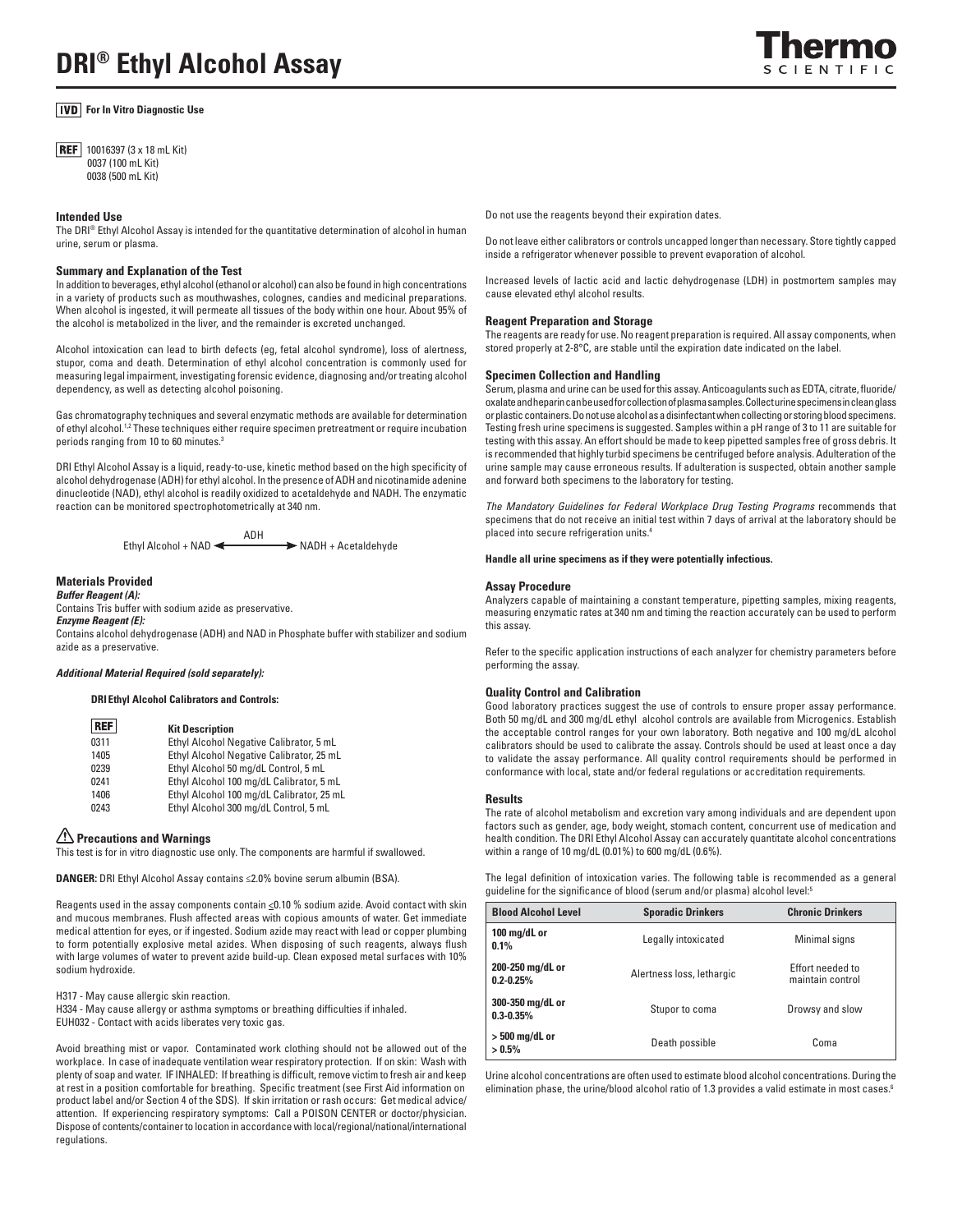# DRI® Ethyl Alcohol Assay

**IVD For In Vitro Diagnostic Use**

**REF** 10016397 (3 x 18 mL Kit)
0037 (100 mL Kit)
0038 (500 mL Kit)

## Intended Use

The DRI® Ethyl Alcohol Assay is intended for the quantitative determination of alcohol in human urine, serum or plasma.

## Summary and Explanation of the Test

In addition to beverages, ethyl alcohol (ethanol or alcohol) can also be found in high concentrations in a variety of products such as mouthwashes, colognes, candies and medicinal preparations. When alcohol is ingested, it will permeate all tissues of the body within one hour. About 95% of the alcohol is metabolized in the liver, and the remainder is excreted unchanged.

Alcohol intoxication can lead to birth defects (eg, fetal alcohol syndrome), loss of alertness, stupor, coma and death. Determination of ethyl alcohol concentration is commonly used for measuring legal impairment, investigating forensic evidence, diagnosing and/or treating alcohol dependency, as well as detecting alcohol poisoning.

Gas chromatography techniques and several enzymatic methods are available for determination of ethyl alcohol.[1,2] These techniques either require specimen pretreatment or require incubation periods ranging from 10 to 60 minutes.[3]

DRI Ethyl Alcohol Assay is a liquid, ready-to-use, kinetic method based on the high specificity of alcohol dehydrogenase (ADH) for ethyl alcohol. In the presence of ADH and nicotinamide adenine dinucleotide (NAD), ethyl alcohol is readily oxidized to acetaldehyde and NADH. The enzymatic reaction can be monitored spectrophotometrically at 340 nm.

$$\text{Ethyl Alcohol} + \text{NAD} \xrightleftharpoons{\text{ADH}} \text{NADH} + \text{Acetaldehyde}$$

## Materials Provided

***Buffer Reagent (A):***
Contains Tris buffer with sodium azide as preservative.

***Enzyme Reagent (E):***
Contains alcohol dehydrogenase (ADH) and NAD in Phosphate buffer with stabilizer and sodium azide as a preservative.

***Additional Material Required (sold separately):***

**DRI Ethyl Alcohol Calibrators and Controls:**

| REF | Kit Description |
|---|---|
| 0311 | Ethyl Alcohol Negative Calibrator, 5 mL |
| 1405 | Ethyl Alcohol Negative Calibrator, 25 mL |
| 0239 | Ethyl Alcohol 50 mg/dL Control, 5 mL |
| 0241 | Ethyl Alcohol 100 mg/dL Calibrator, 5 mL |
| 1406 | Ethyl Alcohol 100 mg/dL Calibrator, 25 mL |
| 0243 | Ethyl Alcohol 300 mg/dL Control, 5 mL |

## ⚠ Precautions and Warnings

This test is for in vitro diagnostic use only. The components are harmful if swallowed.

**DANGER:** DRI Ethyl Alcohol Assay contains ≤2.0% bovine serum albumin (BSA).

Reagents used in the assay components contain ≤0.10 % sodium azide. Avoid contact with skin and mucous membranes. Flush affected areas with copious amounts of water. Get immediate medical attention for eyes, or if ingested. Sodium azide may react with lead or copper plumbing to form potentially explosive metal azides. When disposing of such reagents, always flush with large volumes of water to prevent azide build-up. Clean exposed metal surfaces with 10% sodium hydroxide.

H317 - May cause allergic skin reaction.
H334 - May cause allergy or asthma symptoms or breathing difficulties if inhaled.
EUH032 - Contact with acids liberates very toxic gas.

Avoid breathing mist or vapor. Contaminated work clothing should not be allowed out of the workplace. In case of inadequate ventilation wear respiratory protection. If on skin: Wash with plenty of soap and water. IF INHALED: If breathing is difficult, remove victim to fresh air and keep at rest in a position comfortable for breathing. Specific treatment (see First Aid information on product label and/or Section 4 of the SDS). If skin irritation or rash occurs: Get medical advice/attention. If experiencing respiratory symptoms: Call a POISON CENTER or doctor/physician. Dispose of contents/container to location in accordance with local/regional/national/international regulations.

Do not use the reagents beyond their expiration dates.

Do not leave either calibrators or controls uncapped longer than necessary. Store tightly capped inside a refrigerator whenever possible to prevent evaporation of alcohol.

Increased levels of lactic acid and lactic dehydrogenase (LDH) in postmortem samples may cause elevated ethyl alcohol results.

## Reagent Preparation and Storage

The reagents are ready for use. No reagent preparation is required. All assay components, when stored properly at 2-8°C, are stable until the expiration date indicated on the label.

## Specimen Collection and Handling

Serum, plasma and urine can be used for this assay. Anticoagulants such as EDTA, citrate, fluoride/oxalate and heparin can be used for collection of plasma samples. Collect urine specimens in clean glass or plastic containers. Do not use alcohol as a disinfectant when collecting or storing blood specimens. Testing fresh urine specimens is suggested. Samples within a pH range of 3 to 11 are suitable for testing with this assay. An effort should be made to keep pipetted samples free of gross debris. It is recommended that highly turbid specimens be centrifuged before analysis. Adulteration of the urine sample may cause erroneous results. If adulteration is suspected, obtain another sample and forward both specimens to the laboratory for testing.

*The Mandatory Guidelines for Federal Workplace Drug Testing Programs* recommends that specimens that do not receive an initial test within 7 days of arrival at the laboratory should be placed into secure refrigeration units.[4]

**Handle all urine specimens as if they were potentially infectious.**

## Assay Procedure

Analyzers capable of maintaining a constant temperature, pipetting samples, mixing reagents, measuring enzymatic rates at 340 nm and timing the reaction accurately can be used to perform this assay.

Refer to the specific application instructions of each analyzer for chemistry parameters before performing the assay.

## Quality Control and Calibration

Good laboratory practices suggest the use of controls to ensure proper assay performance. Both 50 mg/dL and 300 mg/dL ethyl alcohol controls are available from Microgenics. Establish the acceptable control ranges for your own laboratory. Both negative and 100 mg/dL alcohol calibrators should be used to calibrate the assay. Controls should be used at least once a day to validate the assay performance. All quality control requirements should be performed in conformance with local, state and/or federal regulations or accreditation requirements.

## Results

The rate of alcohol metabolism and excretion vary among individuals and are dependent upon factors such as gender, age, body weight, stomach content, concurrent use of medication and health condition. The DRI Ethyl Alcohol Assay can accurately quantitate alcohol concentrations within a range of 10 mg/dL (0.01%) to 600 mg/dL (0.6%).

The legal definition of intoxication varies. The following table is recommended as a general guideline for the significance of blood (serum and/or plasma) alcohol level:[5]

| Blood Alcohol Level | Sporadic Drinkers | Chronic Drinkers |
|---|---|---|
| **100 mg/dL or 0.1%** | Legally intoxicated | Minimal signs |
| **200-250 mg/dL or 0.2-0.25%** | Alertness loss, lethargic | Effort needed to maintain control |
| **300-350 mg/dL or 0.3-0.35%** | Stupor to coma | Drowsy and slow |
| **> 500 mg/dL or > 0.5%** | Death possible | Coma |

Urine alcohol concentrations are often used to estimate blood alcohol concentrations. During the elimination phase, the urine/blood alcohol ratio of 1.3 provides a valid estimate in most cases.[6]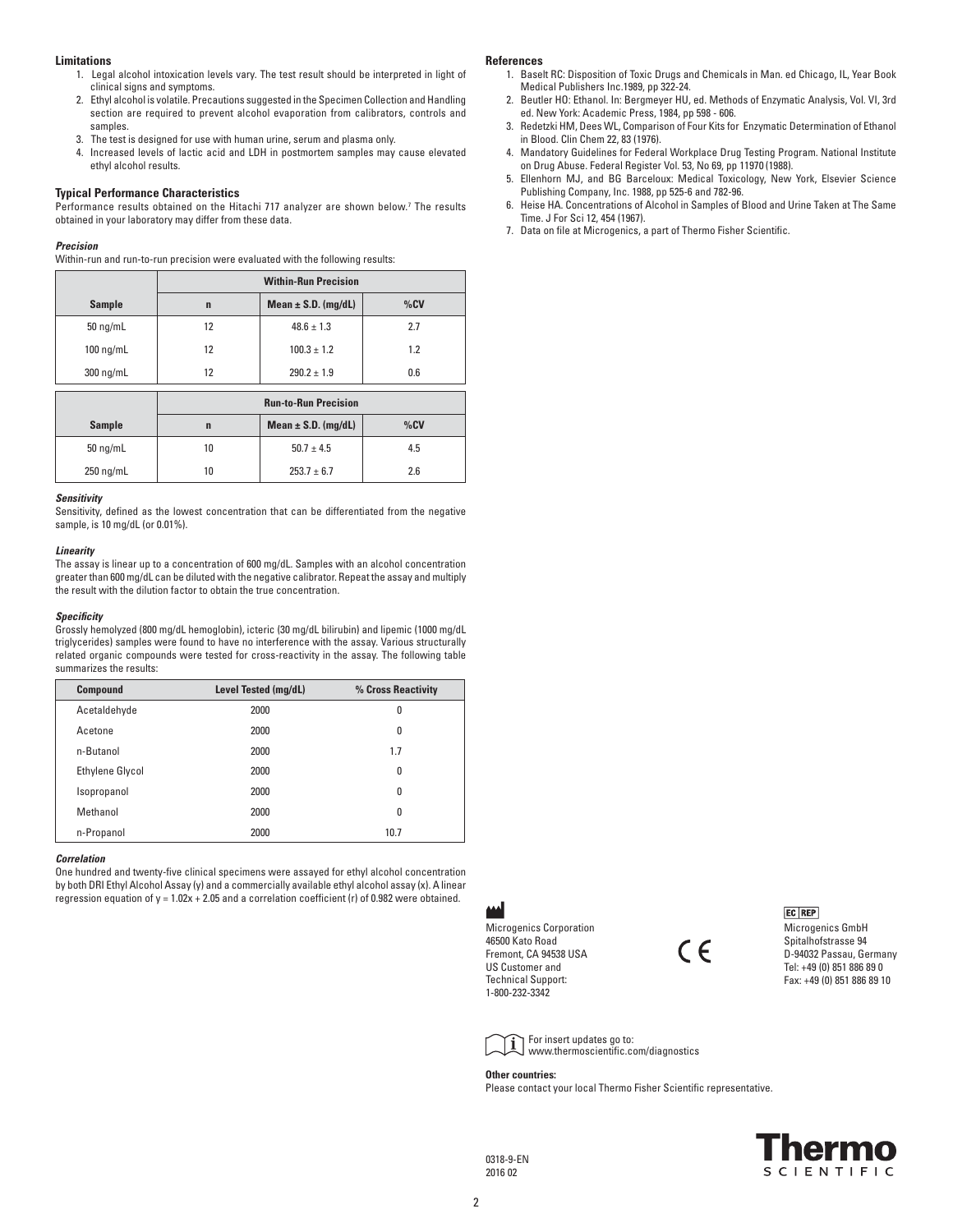## Limitations

1. Legal alcohol intoxication levels vary. The test result should be interpreted in light of clinical signs and symptoms.
2. Ethyl alcohol is volatile. Precautions suggested in the Specimen Collection and Handling section are required to prevent alcohol evaporation from calibrators, controls and samples.
3. The test is designed for use with human urine, serum and plasma only.
4. Increased levels of lactic acid and LDH in postmortem samples may cause elevated ethyl alcohol results.

## Typical Performance Characteristics

Performance results obtained on the Hitachi 717 analyzer are shown below.[7] The results obtained in your laboratory may differ from these data.

### *Precision*

Within-run and run-to-run precision were evaluated with the following results:

| | Within-Run Precision | | |
|---|---|---|---|
| **Sample** | **n** | **Mean ± S.D. (mg/dL)** | **%CV** |
| 50 ng/mL | 12 | 48.6 ± 1.3 | 2.7 |
| 100 ng/mL | 12 | 100.3 ± 1.2 | 1.2 |
| 300 ng/mL | 12 | 290.2 ± 1.9 | 0.6 |

| | Run-to-Run Precision | | |
|---|---|---|---|
| **Sample** | **n** | **Mean ± S.D. (mg/dL)** | **%CV** |
| 50 ng/mL | 10 | 50.7 ± 4.5 | 4.5 |
| 250 ng/mL | 10 | 253.7 ± 6.7 | 2.6 |

### *Sensitivity*

Sensitivity, defined as the lowest concentration that can be differentiated from the negative sample, is 10 mg/dL (or 0.01%).

### *Linearity*

The assay is linear up to a concentration of 600 mg/dL. Samples with an alcohol concentration greater than 600 mg/dL can be diluted with the negative calibrator. Repeat the assay and multiply the result with the dilution factor to obtain the true concentration.

### *Specificity*

Grossly hemolyzed (800 mg/dL hemoglobin), icteric (30 mg/dL bilirubin) and lipemic (1000 mg/dL triglycerides) samples were found to have no interference with the assay. Various structurally related organic compounds were tested for cross-reactivity in the assay. The following table summarizes the results:

| Compound | Level Tested (mg/dL) | % Cross Reactivity |
|---|---|---|
| Acetaldehyde | 2000 | 0 |
| Acetone | 2000 | 0 |
| n-Butanol | 2000 | 1.7 |
| Ethylene Glycol | 2000 | 0 |
| Isopropanol | 2000 | 0 |
| Methanol | 2000 | 0 |
| n-Propanol | 2000 | 10.7 |

### *Correlation*

One hundred and twenty-five clinical specimens were assayed for ethyl alcohol concentration by both DRI Ethyl Alcohol Assay (y) and a commercially available ethyl alcohol assay (x). A linear regression equation of $y = 1.02x + 2.05$ and a correlation coefficient (r) of 0.982 were obtained.

## References

1. Baselt RC: Disposition of Toxic Drugs and Chemicals in Man. ed Chicago, IL, Year Book Medical Publishers Inc.1989, pp 322-24.
2. Beutler HO: Ethanol. In: Bergmeyer HU, ed. Methods of Enzymatic Analysis, Vol. VI, 3rd ed. New York: Academic Press, 1984, pp 598 - 606.
3. Redetzki HM, Dees WL, Comparison of Four Kits for Enzymatic Determination of Ethanol in Blood. Clin Chem 22, 83 (1976).
4. Mandatory Guidelines for Federal Workplace Drug Testing Program. National Institute on Drug Abuse. Federal Register Vol. 53, No 69, pp 11970 (1988).
5. Ellenhorn MJ, and BG Barceloux: Medical Toxicology, New York, Elsevier Science Publishing Company, Inc. 1988, pp 525-6 and 782-96.
6. Heise HA. Concentrations of Alcohol in Samples of Blood and Urine Taken at The Same Time. J For Sci 12, 454 (1967).
7. Data on file at Microgenics, a part of Thermo Fisher Scientific.

Microgenics Corporation
46500 Kato Road
Fremont, CA 94538 USA
US Customer and
Technical Support:
1-800-232-3342

CE

EC REP
Microgenics GmbH
Spitalhofstrasse 94
D-94032 Passau, Germany
Tel: +49 (0) 851 886 89 0
Fax: +49 (0) 851 886 89 10

For insert updates go to:
www.thermoscientific.com/diagnostics

**Other countries:**
Please contact your local Thermo Fisher Scientific representative.

0318-9-EN
2016 02

Thermo SCIENTIFIC